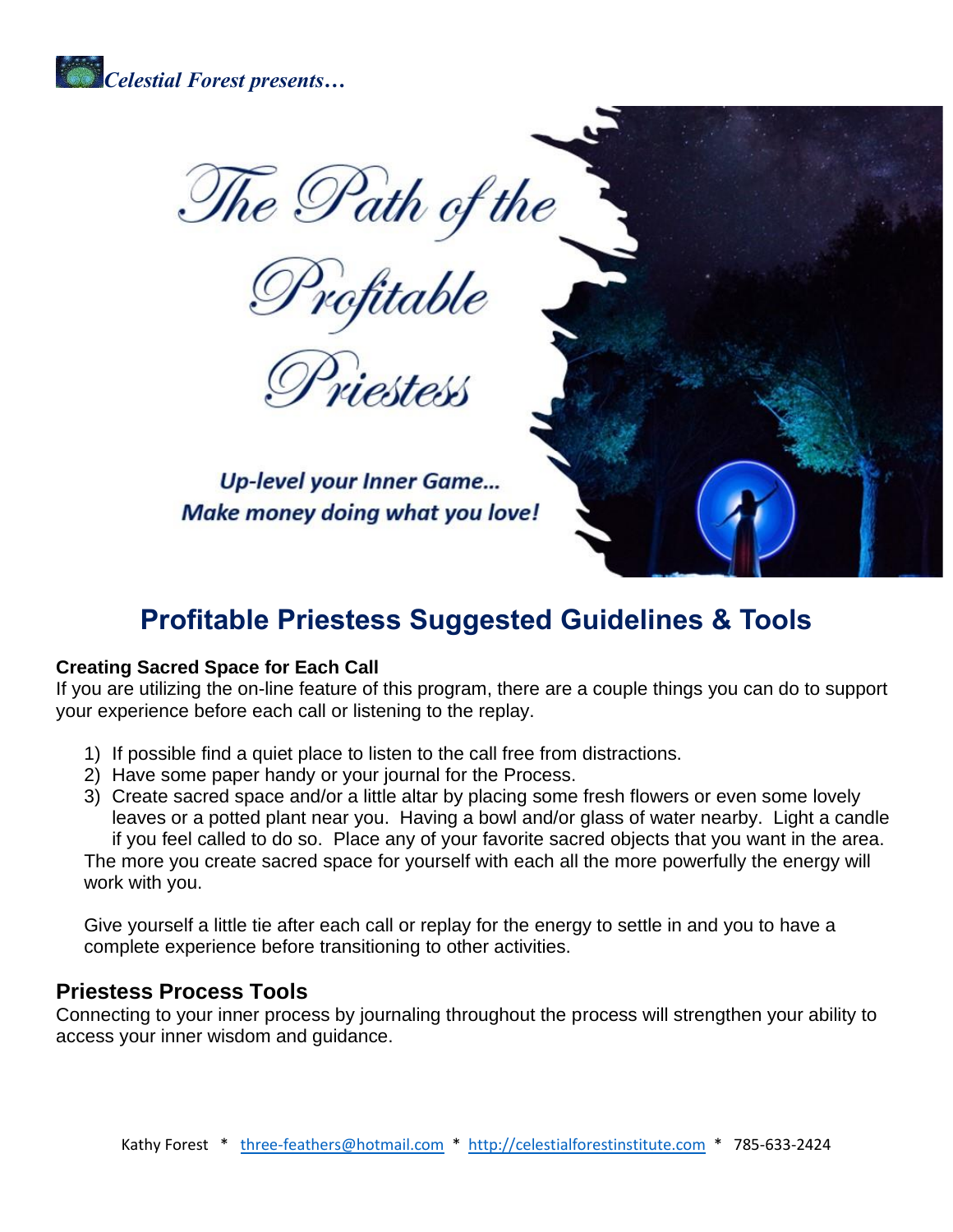*Celestial Forest presents…*

# The Path of the Profitable Priestess

**Up-level your Inner Game… Make money doing what you love!**

## Profitable Priestess Suggested Guidelines & Tools

**Creating Sacred Space for Each Call**

If you are utilizing the on-line feature of this program, there are a couple things you can do to support your experience before each call or listening to the replay.

1) If possible find a quiet place to listen to the call free from distractions.
2) Have some paper handy or your journal for the Process.
3) Create sacred space and/or a little altar by placing some fresh flowers or even some lovely leaves or a potted plant near you. Having a bowl and/or glass of water nearby. Light a candle if you feel called to do so. Place any of your favorite sacred objects that you want in the area.

The more you create sacred space for yourself with each all the more powerfully the energy will work with you.

Give yourself a little tie after each call or replay for the energy to settle in and you to have a complete experience before transitioning to other activities.

### Priestess Process Tools

Connecting to your inner process by journaling throughout the process will strengthen your ability to access your inner wisdom and guidance.

Kathy Forest * three-feathers@hotmail.com * http://celestialforestinstitute.com * 785-633-2424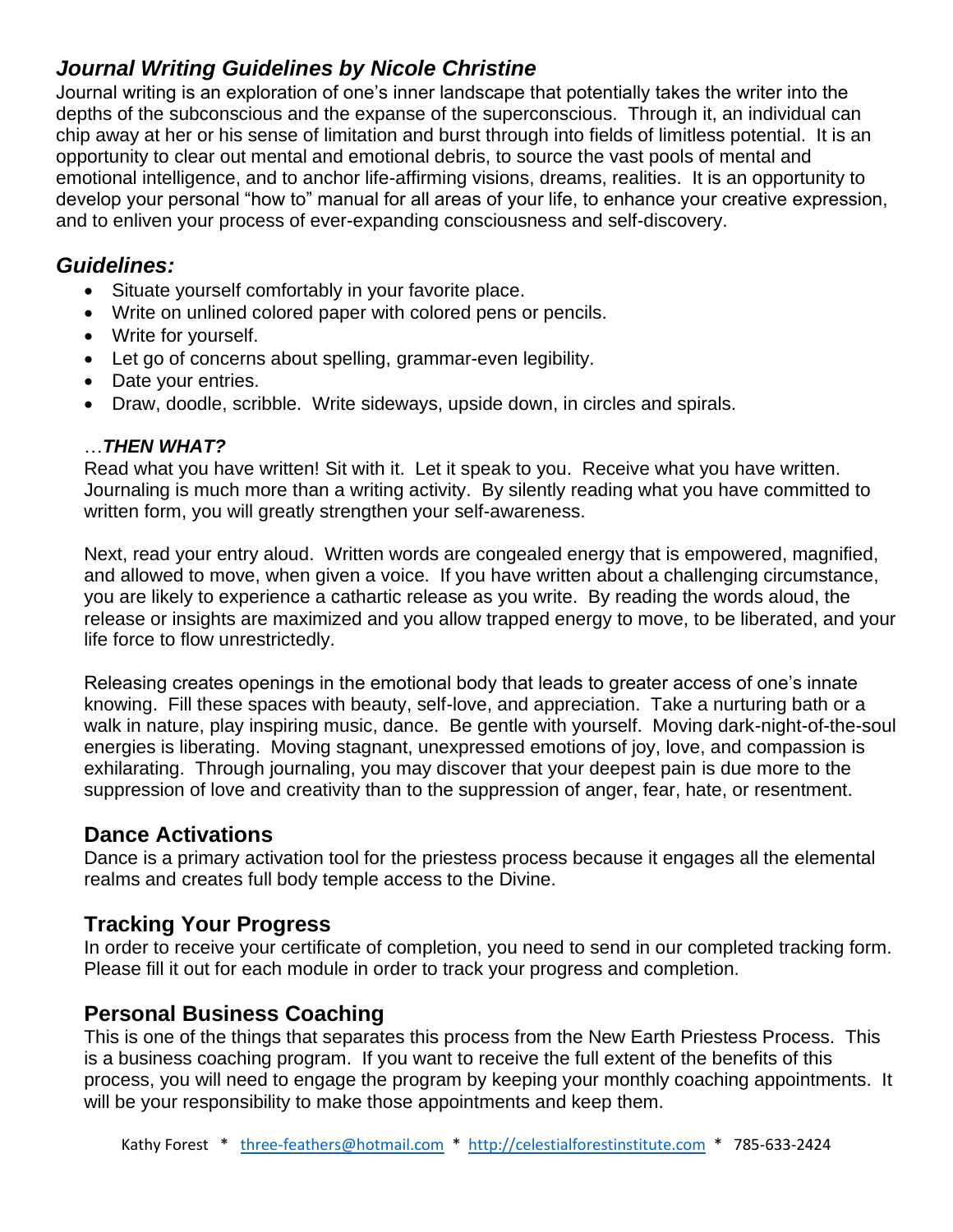## *Journal Writing Guidelines by Nicole Christine*

Journal writing is an exploration of one's inner landscape that potentially takes the writer into the depths of the subconscious and the expanse of the superconscious. Through it, an individual can chip away at her or his sense of limitation and burst through into fields of limitless potential. It is an opportunity to clear out mental and emotional debris, to source the vast pools of mental and emotional intelligence, and to anchor life-affirming visions, dreams, realities. It is an opportunity to develop your personal "how to" manual for all areas of your life, to enhance your creative expression, and to enliven your process of ever-expanding consciousness and self-discovery.

## *Guidelines:*

- Situate yourself comfortably in your favorite place.
- Write on unlined colored paper with colored pens or pencils.
- Write for yourself.
- Let go of concerns about spelling, grammar-even legibility.
- Date your entries.
- Draw, doodle, scribble. Write sideways, upside down, in circles and spirals.

…***THEN WHAT?***

Read what you have written! Sit with it. Let it speak to you. Receive what you have written. Journaling is much more than a writing activity. By silently reading what you have committed to written form, you will greatly strengthen your self-awareness.

Next, read your entry aloud. Written words are congealed energy that is empowered, magnified, and allowed to move, when given a voice. If you have written about a challenging circumstance, you are likely to experience a cathartic release as you write. By reading the words aloud, the release or insights are maximized and you allow trapped energy to move, to be liberated, and your life force to flow unrestrictedly.

Releasing creates openings in the emotional body that leads to greater access of one's innate knowing. Fill these spaces with beauty, self-love, and appreciation. Take a nurturing bath or a walk in nature, play inspiring music, dance. Be gentle with yourself. Moving dark-night-of-the-soul energies is liberating. Moving stagnant, unexpressed emotions of joy, love, and compassion is exhilarating. Through journaling, you may discover that your deepest pain is due more to the suppression of love and creativity than to the suppression of anger, fear, hate, or resentment.

## Dance Activations

Dance is a primary activation tool for the priestess process because it engages all the elemental realms and creates full body temple access to the Divine.

## Tracking Your Progress

In order to receive your certificate of completion, you need to send in our completed tracking form. Please fill it out for each module in order to track your progress and completion.

## Personal Business Coaching

This is one of the things that separates this process from the New Earth Priestess Process. This is a business coaching program. If you want to receive the full extent of the benefits of this process, you will need to engage the program by keeping your monthly coaching appointments. It will be your responsibility to make those appointments and keep them.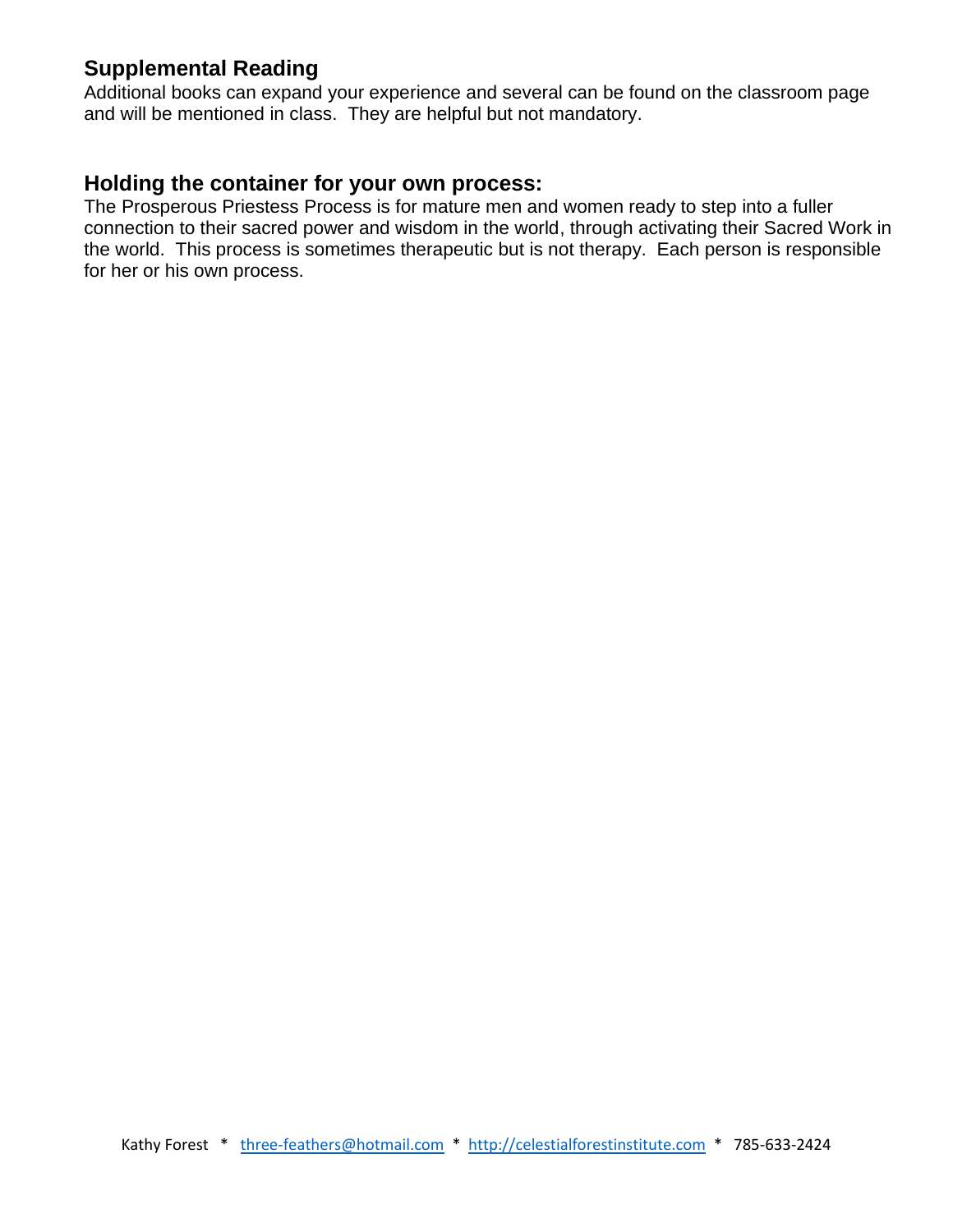## Supplemental Reading

Additional books can expand your experience and several can be found on the classroom page and will be mentioned in class. They are helpful but not mandatory.

## Holding the container for your own process:

The Prosperous Priestess Process is for mature men and women ready to step into a fuller connection to their sacred power and wisdom in the world, through activating their Sacred Work in the world. This process is sometimes therapeutic but is not therapy. Each person is responsible for her or his own process.